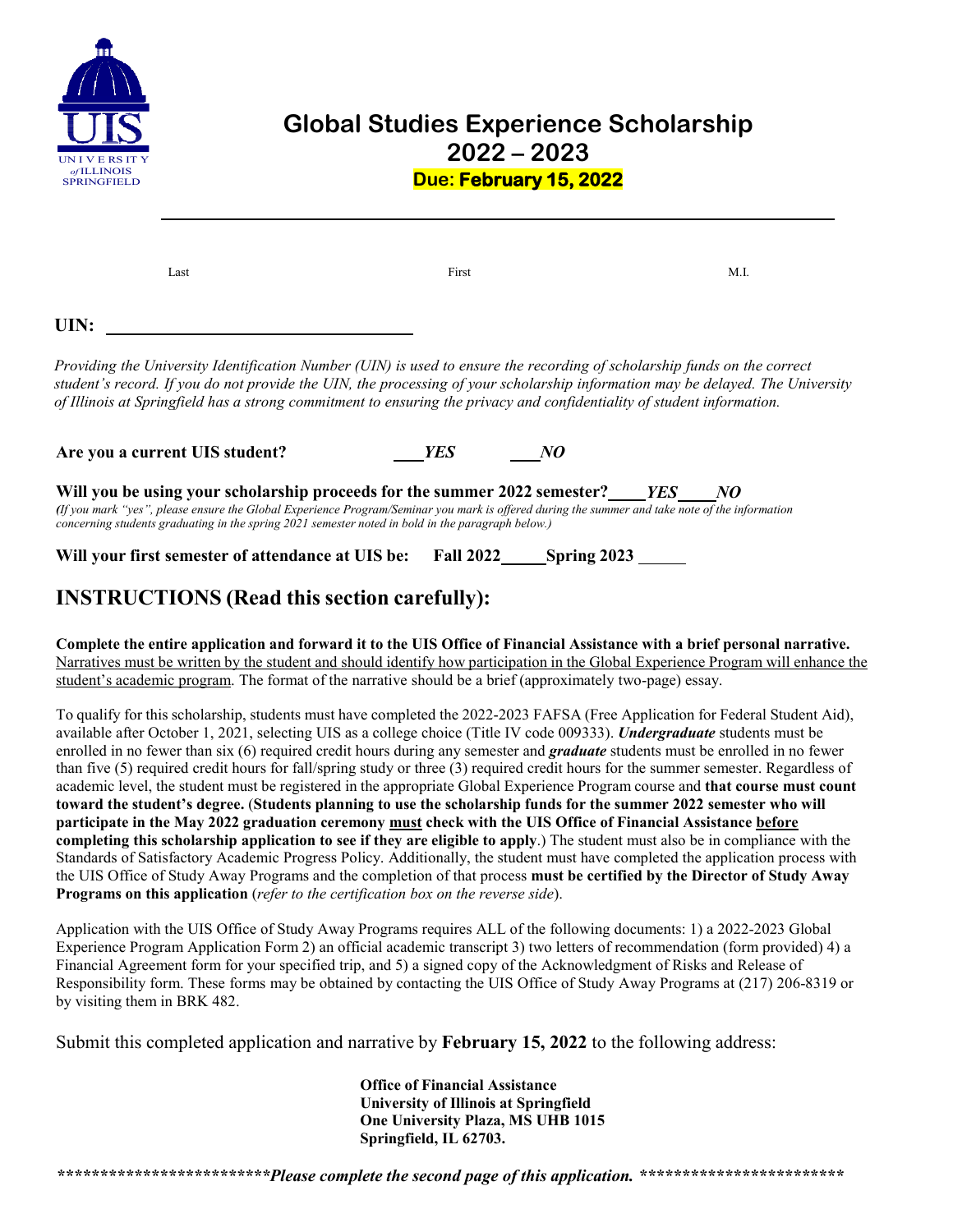# Global Studies Experience Scholarship 2022 – 2023

**Due: February 15, 2022**

______________________________________________________________

Last First M.I.

**UIN:** ______________________________

*Providing the University Identification Number (UIN) is used to ensure the recording of scholarship funds on the correct student's record. If you do not provide the UIN, the processing of your scholarship information may be delayed. The University of Illinois at Springfield has a strong commitment to ensuring the privacy and confidentiality of student information.*

**Are you a current UIS student?** ___***YES*** ___***NO***

**Will you be using your scholarship proceeds for the summer 2022 semester?**____***YES***____***NO***
***(****If you mark "yes", please ensure the Global Experience Program/Seminar you mark is offered during the summer and take note of the information concerning students graduating in the spring 2021 semester noted in bold in the paragraph below.)*

**Will your first semester of attendance at UIS be: Fall 2022**_____**Spring 2023** _____

## INSTRUCTIONS (Read this section carefully):

**Complete the entire application and forward it to the UIS Office of Financial Assistance with a brief personal narrative.** Narratives must be written by the student and should identify how participation in the Global Experience Program will enhance the student's academic program. The format of the narrative should be a brief (approximately two-page) essay.

To qualify for this scholarship, students must have completed the 2022-2023 FAFSA (Free Application for Federal Student Aid), available after October 1, 2021, selecting UIS as a college choice (Title IV code 009333). ***Undergraduate*** students must be enrolled in no fewer than six (6) required credit hours during any semester and ***graduate*** students must be enrolled in no fewer than five (5) required credit hours for fall/spring study or three (3) required credit hours for the summer semester. Regardless of academic level, the student must be registered in the appropriate Global Experience Program course and **that course must count toward the student's degree.** (**Students planning to use the scholarship funds for the summer 2022 semester who will participate in the May 2022 graduation ceremony must check with the UIS Office of Financial Assistance before completing this scholarship application to see if they are eligible to apply**.) The student must also be in compliance with the Standards of Satisfactory Academic Progress Policy. Additionally, the student must have completed the application process with the UIS Office of Study Away Programs and the completion of that process **must be certified by the Director of Study Away Programs on this application** (*refer to the certification box on the reverse side*).

Application with the UIS Office of Study Away Programs requires ALL of the following documents: 1) a 2022-2023 Global Experience Program Application Form 2) an official academic transcript 3) two letters of recommendation (form provided) 4) a Financial Agreement form for your specified trip, and 5) a signed copy of the Acknowledgment of Risks and Release of Responsibility form. These forms may be obtained by contacting the UIS Office of Study Away Programs at (217) 206-8319 or by visiting them in BRK 482.

Submit this completed application and narrative by **February 15, 2022** to the following address:

**Office of Financial Assistance**
**University of Illinois at Springfield**
**One University Plaza, MS UHB 1015**
**Springfield, IL 62703.**

************************ *Please complete the second page of this application.* ************************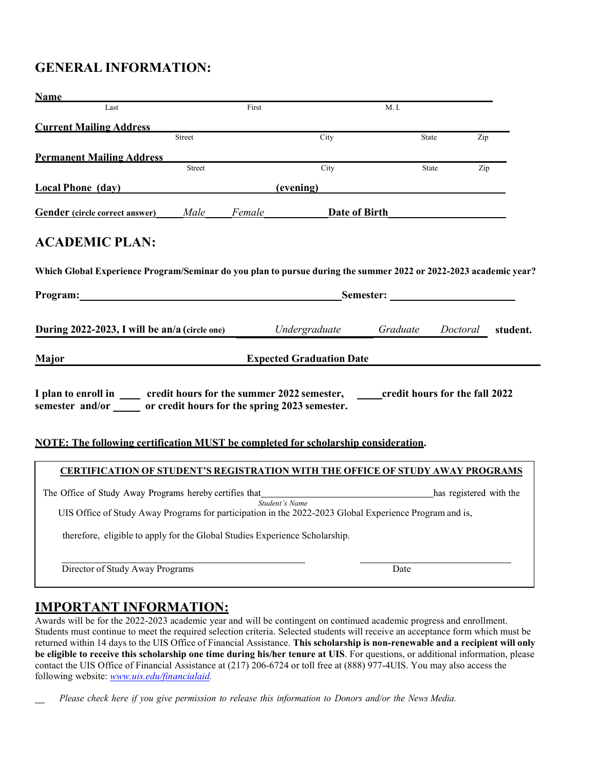## GENERAL INFORMATION:

**Name** ______________________________________________
Last First M. I.

**Current Mailing Address** ______________________________________________
Street City State Zip

**Permanent Mailing Address** ______________________________________________
Street City State Zip

**Local Phone (day)** ____________________ **(evening)** ____________________

**Gender** **(circle correct answer)** *Male* *Female* **Date of Birth** ____________________

## ACADEMIC PLAN:

**Which Global Experience Program/Seminar do you plan to pursue during the summer 2022 or 2022-2023 academic year?**

**Program:** ________________________________________ **Semester:** ____________________

**During 2022-2023, I will be an/a (circle one)** *Undergraduate* *Graduate* *Doctoral* **student.**

**Major** ____________________ **Expected Graduation Date** ____________________

**I plan to enroll in ____ credit hours for the summer 2022 semester, ____ credit hours for the fall 2022 semester and/or ____ or credit hours for the spring 2023 semester.**

**NOTE: The following certification MUST be completed for scholarship consideration.**

**CERTIFICATION OF STUDENT'S REGISTRATION WITH THE OFFICE OF STUDY AWAY PROGRAMS**

The Office of Study Away Programs hereby certifies that ______________________________ has registered with the
*Student's Name*
UIS Office of Study Away Programs for participation in the 2022-2023 Global Experience Program and is,

therefore, eligible to apply for the Global Studies Experience Scholarship.

______________________________ ______________________________
Director of Study Away Programs Date

## IMPORTANT INFORMATION:

Awards will be for the 2022-2023 academic year and will be contingent on continued academic progress and enrollment. Students must continue to meet the required selection criteria. Selected students will receive an acceptance form which must be returned within 14 days to the UIS Office of Financial Assistance. **This scholarship is non-renewable and a recipient will only be eligible to receive this scholarship one time during his/her tenure at UIS**. For questions, or additional information, please contact the UIS Office of Financial Assistance at (217) 206-6724 or toll free at (888) 977-4UIS. You may also access the following website: *www.uis.edu/financialaid.*

__ *Please check here if you give permission to release this information to Donors and/or the News Media.*